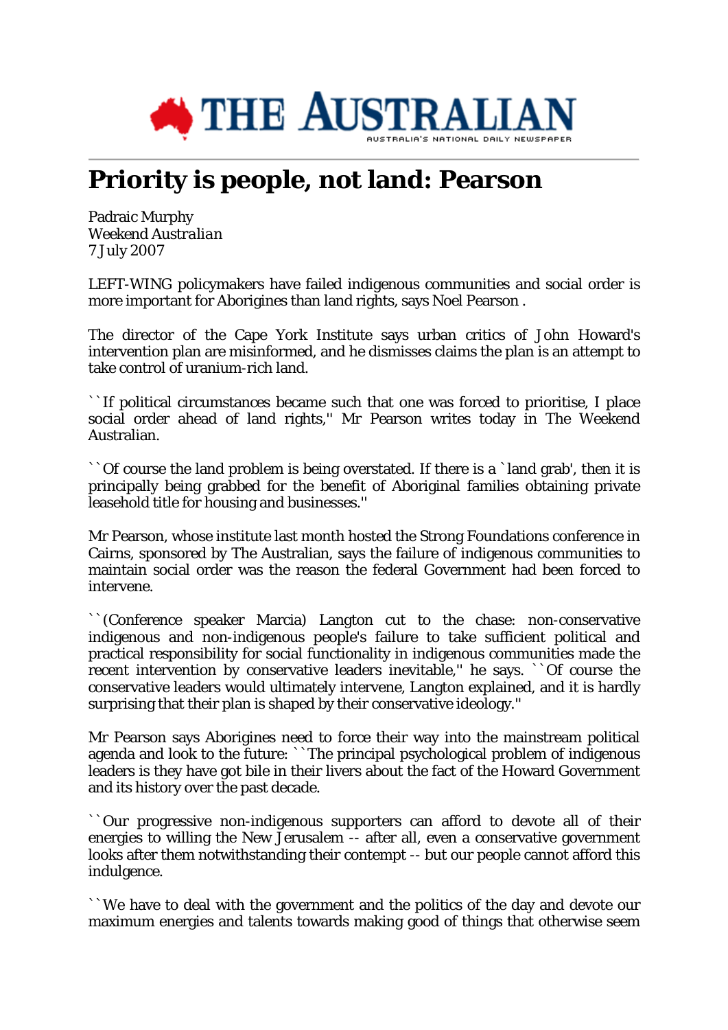# Priority is people, not land: Pearson

Padraic Murphy
*Weekend Australian*
7 July 2007

LEFT-WING policymakers have failed indigenous communities and social order is more important for Aborigines than land rights, says Noel Pearson .

The director of the Cape York Institute says urban critics of John Howard's intervention plan are misinformed, and he dismisses claims the plan is an attempt to take control of uranium-rich land.

``If political circumstances became such that one was forced to prioritise, I place social order ahead of land rights,'' Mr Pearson writes today in The Weekend Australian.

``Of course the land problem is being overstated. If there is a `land grab', then it is principally being grabbed for the benefit of Aboriginal families obtaining private leasehold title for housing and businesses.''

Mr Pearson, whose institute last month hosted the Strong Foundations conference in Cairns, sponsored by The Australian, says the failure of indigenous communities to maintain social order was the reason the federal Government had been forced to intervene.

``(Conference speaker Marcia) Langton cut to the chase: non-conservative indigenous and non-indigenous people's failure to take sufficient political and practical responsibility for social functionality in indigenous communities made the recent intervention by conservative leaders inevitable,'' he says. ``Of course the conservative leaders would ultimately intervene, Langton explained, and it is hardly surprising that their plan is shaped by their conservative ideology.''

Mr Pearson says Aborigines need to force their way into the mainstream political agenda and look to the future: ``The principal psychological problem of indigenous leaders is they have got bile in their livers about the fact of the Howard Government and its history over the past decade.

``Our progressive non-indigenous supporters can afford to devote all of their energies to willing the New Jerusalem -- after all, even a conservative government looks after them notwithstanding their contempt -- but our people cannot afford this indulgence.

``We have to deal with the government and the politics of the day and devote our maximum energies and talents towards making good of things that otherwise seem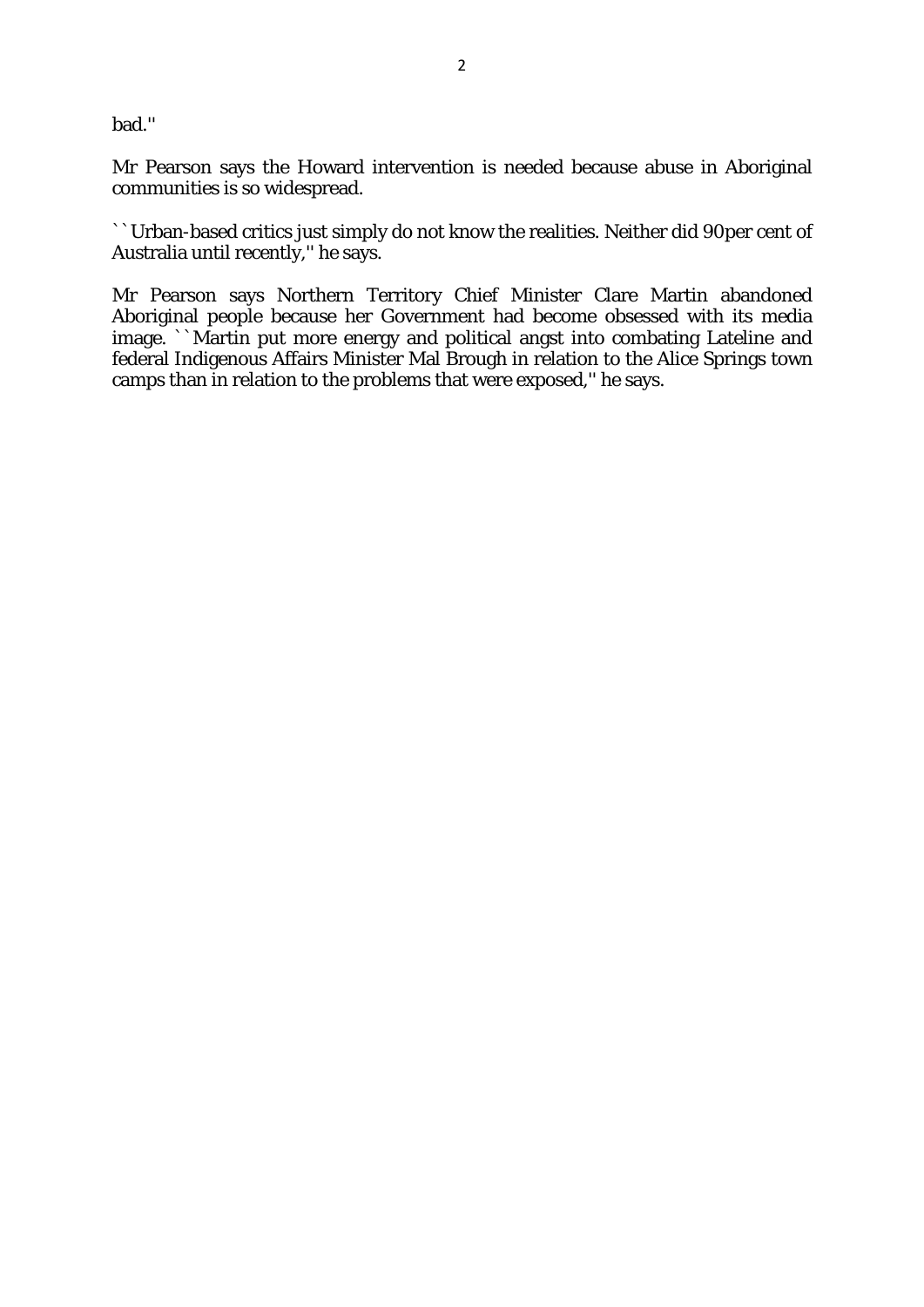bad.''

Mr Pearson says the Howard intervention is needed because abuse in Aboriginal communities is so widespread.

``Urban-based critics just simply do not know the realities. Neither did 90per cent of Australia until recently,'' he says.

Mr Pearson says Northern Territory Chief Minister Clare Martin abandoned Aboriginal people because her Government had become obsessed with its media image. ``Martin put more energy and political angst into combating Lateline and federal Indigenous Affairs Minister Mal Brough in relation to the Alice Springs town camps than in relation to the problems that were exposed,'' he says.